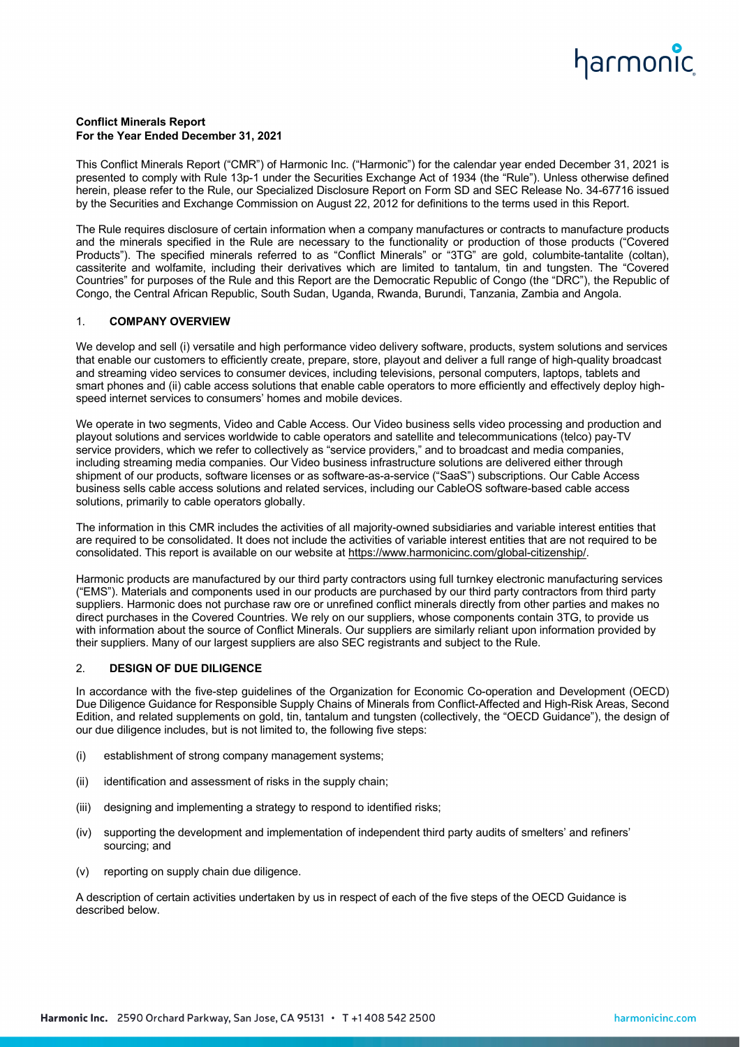**Conflict Minerals Report**
**For the Year Ended December 31, 2021**

This Conflict Minerals Report ("CMR") of Harmonic Inc. ("Harmonic") for the calendar year ended December 31, 2021 is presented to comply with Rule 13p-1 under the Securities Exchange Act of 1934 (the "Rule"). Unless otherwise defined herein, please refer to the Rule, our Specialized Disclosure Report on Form SD and SEC Release No. 34-67716 issued by the Securities and Exchange Commission on August 22, 2012 for definitions to the terms used in this Report.

The Rule requires disclosure of certain information when a company manufactures or contracts to manufacture products and the minerals specified in the Rule are necessary to the functionality or production of those products ("Covered Products"). The specified minerals referred to as "Conflict Minerals" or "3TG" are gold, columbite-tantalite (coltan), cassiterite and wolfamite, including their derivatives which are limited to tantalum, tin and tungsten. The "Covered Countries" for purposes of the Rule and this Report are the Democratic Republic of Congo (the "DRC"), the Republic of Congo, the Central African Republic, South Sudan, Uganda, Rwanda, Burundi, Tanzania, Zambia and Angola.

## 1. COMPANY OVERVIEW

We develop and sell (i) versatile and high performance video delivery software, products, system solutions and services that enable our customers to efficiently create, prepare, store, playout and deliver a full range of high-quality broadcast and streaming video services to consumer devices, including televisions, personal computers, laptops, tablets and smart phones and (ii) cable access solutions that enable cable operators to more efficiently and effectively deploy high-speed internet services to consumers' homes and mobile devices.

We operate in two segments, Video and Cable Access. Our Video business sells video processing and production and playout solutions and services worldwide to cable operators and satellite and telecommunications (telco) pay-TV service providers, which we refer to collectively as "service providers," and to broadcast and media companies, including streaming media companies. Our Video business infrastructure solutions are delivered either through shipment of our products, software licenses or as software-as-a-service ("SaaS") subscriptions. Our Cable Access business sells cable access solutions and related services, including our CableOS software-based cable access solutions, primarily to cable operators globally.

The information in this CMR includes the activities of all majority-owned subsidiaries and variable interest entities that are required to be consolidated. It does not include the activities of variable interest entities that are not required to be consolidated. This report is available on our website at https://www.harmonicinc.com/global-citizenship/.

Harmonic products are manufactured by our third party contractors using full turnkey electronic manufacturing services ("EMS"). Materials and components used in our products are purchased by our third party contractors from third party suppliers. Harmonic does not purchase raw ore or unrefined conflict minerals directly from other parties and makes no direct purchases in the Covered Countries. We rely on our suppliers, whose components contain 3TG, to provide us with information about the source of Conflict Minerals. Our suppliers are similarly reliant upon information provided by their suppliers. Many of our largest suppliers are also SEC registrants and subject to the Rule.

## 2. DESIGN OF DUE DILIGENCE

In accordance with the five-step guidelines of the Organization for Economic Co-operation and Development (OECD) Due Diligence Guidance for Responsible Supply Chains of Minerals from Conflict-Affected and High-Risk Areas, Second Edition, and related supplements on gold, tin, tantalum and tungsten (collectively, the "OECD Guidance"), the design of our due diligence includes, but is not limited to, the following five steps:

(i) establishment of strong company management systems;

(ii) identification and assessment of risks in the supply chain;

(iii) designing and implementing a strategy to respond to identified risks;

(iv) supporting the development and implementation of independent third party audits of smelters' and refiners' sourcing; and

(v) reporting on supply chain due diligence.

A description of certain activities undertaken by us in respect of each of the five steps of the OECD Guidance is described below.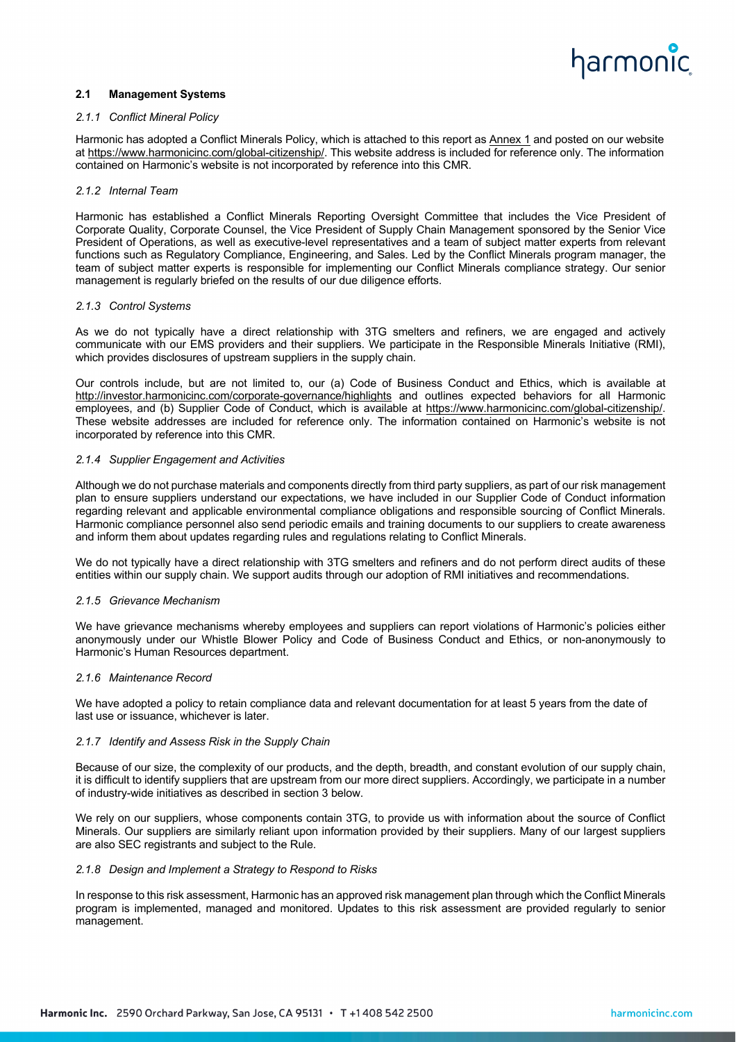## 2.1 Management Systems

### *2.1.1 Conflict Mineral Policy*

Harmonic has adopted a Conflict Minerals Policy, which is attached to this report as Annex 1 and posted on our website at https://www.harmonicinc.com/global-citizenship/. This website address is included for reference only. The information contained on Harmonic's website is not incorporated by reference into this CMR.

### *2.1.2 Internal Team*

Harmonic has established a Conflict Minerals Reporting Oversight Committee that includes the Vice President of Corporate Quality, Corporate Counsel, the Vice President of Supply Chain Management sponsored by the Senior Vice President of Operations, as well as executive-level representatives and a team of subject matter experts from relevant functions such as Regulatory Compliance, Engineering, and Sales. Led by the Conflict Minerals program manager, the team of subject matter experts is responsible for implementing our Conflict Minerals compliance strategy. Our senior management is regularly briefed on the results of our due diligence efforts.

### *2.1.3 Control Systems*

As we do not typically have a direct relationship with 3TG smelters and refiners, we are engaged and actively communicate with our EMS providers and their suppliers. We participate in the Responsible Minerals Initiative (RMI), which provides disclosures of upstream suppliers in the supply chain.

Our controls include, but are not limited to, our (a) Code of Business Conduct and Ethics, which is available at http://investor.harmonicinc.com/corporate-governance/highlights and outlines expected behaviors for all Harmonic employees, and (b) Supplier Code of Conduct, which is available at https://www.harmonicinc.com/global-citizenship/. These website addresses are included for reference only. The information contained on Harmonic's website is not incorporated by reference into this CMR.

### *2.1.4 Supplier Engagement and Activities*

Although we do not purchase materials and components directly from third party suppliers, as part of our risk management plan to ensure suppliers understand our expectations, we have included in our Supplier Code of Conduct information regarding relevant and applicable environmental compliance obligations and responsible sourcing of Conflict Minerals. Harmonic compliance personnel also send periodic emails and training documents to our suppliers to create awareness and inform them about updates regarding rules and regulations relating to Conflict Minerals.

We do not typically have a direct relationship with 3TG smelters and refiners and do not perform direct audits of these entities within our supply chain. We support audits through our adoption of RMI initiatives and recommendations.

### *2.1.5 Grievance Mechanism*

We have grievance mechanisms whereby employees and suppliers can report violations of Harmonic's policies either anonymously under our Whistle Blower Policy and Code of Business Conduct and Ethics, or non-anonymously to Harmonic's Human Resources department.

### *2.1.6 Maintenance Record*

We have adopted a policy to retain compliance data and relevant documentation for at least 5 years from the date of last use or issuance, whichever is later.

### *2.1.7 Identify and Assess Risk in the Supply Chain*

Because of our size, the complexity of our products, and the depth, breadth, and constant evolution of our supply chain, it is difficult to identify suppliers that are upstream from our more direct suppliers. Accordingly, we participate in a number of industry-wide initiatives as described in section 3 below.

We rely on our suppliers, whose components contain 3TG, to provide us with information about the source of Conflict Minerals. Our suppliers are similarly reliant upon information provided by their suppliers. Many of our largest suppliers are also SEC registrants and subject to the Rule.

### *2.1.8 Design and Implement a Strategy to Respond to Risks*

In response to this risk assessment, Harmonic has an approved risk management plan through which the Conflict Minerals program is implemented, managed and monitored. Updates to this risk assessment are provided regularly to senior management.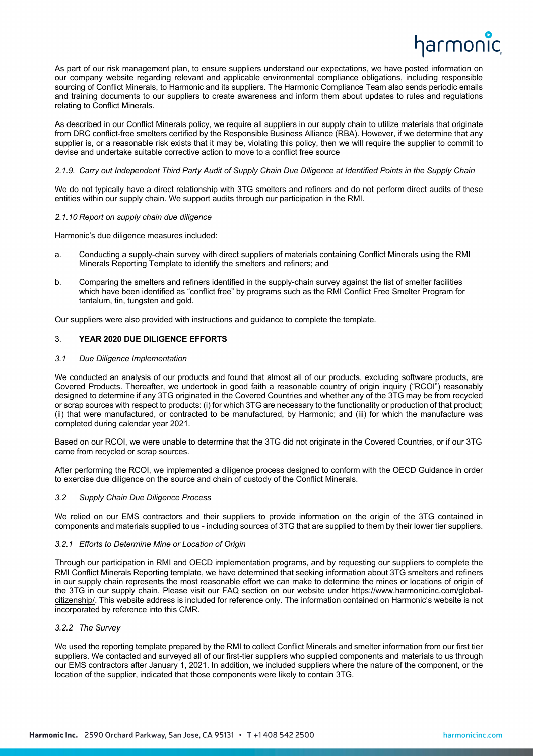As part of our risk management plan, to ensure suppliers understand our expectations, we have posted information on our company website regarding relevant and applicable environmental compliance obligations, including responsible sourcing of Conflict Minerals, to Harmonic and its suppliers. The Harmonic Compliance Team also sends periodic emails and training documents to our suppliers to create awareness and inform them about updates to rules and regulations relating to Conflict Minerals.

As described in our Conflict Minerals policy, we require all suppliers in our supply chain to utilize materials that originate from DRC conflict-free smelters certified by the Responsible Business Alliance (RBA). However, if we determine that any supplier is, or a reasonable risk exists that it may be, violating this policy, then we will require the supplier to commit to devise and undertake suitable corrective action to move to a conflict free source

*2.1.9. Carry out Independent Third Party Audit of Supply Chain Due Diligence at Identified Points in the Supply Chain*

We do not typically have a direct relationship with 3TG smelters and refiners and do not perform direct audits of these entities within our supply chain. We support audits through our participation in the RMI.

*2.1.10 Report on supply chain due diligence*

Harmonic's due diligence measures included:

a. Conducting a supply-chain survey with direct suppliers of materials containing Conflict Minerals using the RMI Minerals Reporting Template to identify the smelters and refiners; and

b. Comparing the smelters and refiners identified in the supply-chain survey against the list of smelter facilities which have been identified as "conflict free" by programs such as the RMI Conflict Free Smelter Program for tantalum, tin, tungsten and gold.

Our suppliers were also provided with instructions and guidance to complete the template.

## 3. **YEAR 2020 DUE DILIGENCE EFFORTS**

*3.1 Due Diligence Implementation*

We conducted an analysis of our products and found that almost all of our products, excluding software products, are Covered Products. Thereafter, we undertook in good faith a reasonable country of origin inquiry ("RCOI") reasonably designed to determine if any 3TG originated in the Covered Countries and whether any of the 3TG may be from recycled or scrap sources with respect to products: (i) for which 3TG are necessary to the functionality or production of that product; (ii) that were manufactured, or contracted to be manufactured, by Harmonic; and (iii) for which the manufacture was completed during calendar year 2021.

Based on our RCOI, we were unable to determine that the 3TG did not originate in the Covered Countries, or if our 3TG came from recycled or scrap sources.

After performing the RCOI, we implemented a diligence process designed to conform with the OECD Guidance in order to exercise due diligence on the source and chain of custody of the Conflict Minerals.

*3.2 Supply Chain Due Diligence Process*

We relied on our EMS contractors and their suppliers to provide information on the origin of the 3TG contained in components and materials supplied to us - including sources of 3TG that are supplied to them by their lower tier suppliers.

*3.2.1 Efforts to Determine Mine or Location of Origin*

Through our participation in RMI and OECD implementation programs, and by requesting our suppliers to complete the RMI Conflict Minerals Reporting template, we have determined that seeking information about 3TG smelters and refiners in our supply chain represents the most reasonable effort we can make to determine the mines or locations of origin of the 3TG in our supply chain. Please visit our FAQ section on our website under https://www.harmonicinc.com/global-citizenship/. This website address is included for reference only. The information contained on Harmonic's website is not incorporated by reference into this CMR.

*3.2.2 The Survey*

We used the reporting template prepared by the RMI to collect Conflict Minerals and smelter information from our first tier suppliers. We contacted and surveyed all of our first-tier suppliers who supplied components and materials to us through our EMS contractors after January 1, 2021. In addition, we included suppliers where the nature of the component, or the location of the supplier, indicated that those components were likely to contain 3TG.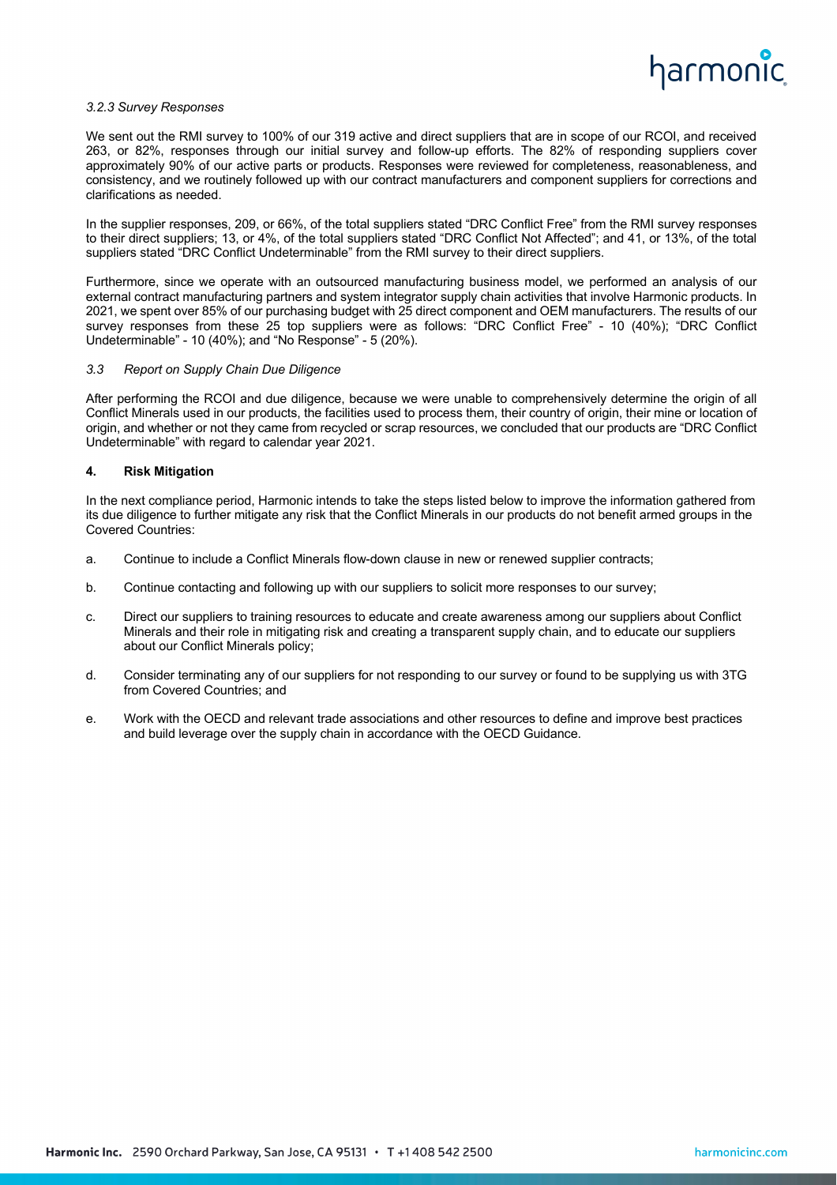*3.2.3 Survey Responses*

We sent out the RMI survey to 100% of our 319 active and direct suppliers that are in scope of our RCOI, and received 263, or 82%, responses through our initial survey and follow-up efforts. The 82% of responding suppliers cover approximately 90% of our active parts or products. Responses were reviewed for completeness, reasonableness, and consistency, and we routinely followed up with our contract manufacturers and component suppliers for corrections and clarifications as needed.

In the supplier responses, 209, or 66%, of the total suppliers stated "DRC Conflict Free" from the RMI survey responses to their direct suppliers; 13, or 4%, of the total suppliers stated "DRC Conflict Not Affected"; and 41, or 13%, of the total suppliers stated "DRC Conflict Undeterminable" from the RMI survey to their direct suppliers.

Furthermore, since we operate with an outsourced manufacturing business model, we performed an analysis of our external contract manufacturing partners and system integrator supply chain activities that involve Harmonic products. In 2021, we spent over 85% of our purchasing budget with 25 direct component and OEM manufacturers. The results of our survey responses from these 25 top suppliers were as follows: "DRC Conflict Free" - 10 (40%); "DRC Conflict Undeterminable" - 10 (40%); and "No Response" - 5 (20%).

*3.3 Report on Supply Chain Due Diligence*

After performing the RCOI and due diligence, because we were unable to comprehensively determine the origin of all Conflict Minerals used in our products, the facilities used to process them, their country of origin, their mine or location of origin, and whether or not they came from recycled or scrap resources, we concluded that our products are "DRC Conflict Undeterminable" with regard to calendar year 2021.

## 4. Risk Mitigation

In the next compliance period, Harmonic intends to take the steps listed below to improve the information gathered from its due diligence to further mitigate any risk that the Conflict Minerals in our products do not benefit armed groups in the Covered Countries:

a. Continue to include a Conflict Minerals flow-down clause in new or renewed supplier contracts;

b. Continue contacting and following up with our suppliers to solicit more responses to our survey;

c. Direct our suppliers to training resources to educate and create awareness among our suppliers about Conflict Minerals and their role in mitigating risk and creating a transparent supply chain, and to educate our suppliers about our Conflict Minerals policy;

d. Consider terminating any of our suppliers for not responding to our survey or found to be supplying us with 3TG from Covered Countries; and

e. Work with the OECD and relevant trade associations and other resources to define and improve best practices and build leverage over the supply chain in accordance with the OECD Guidance.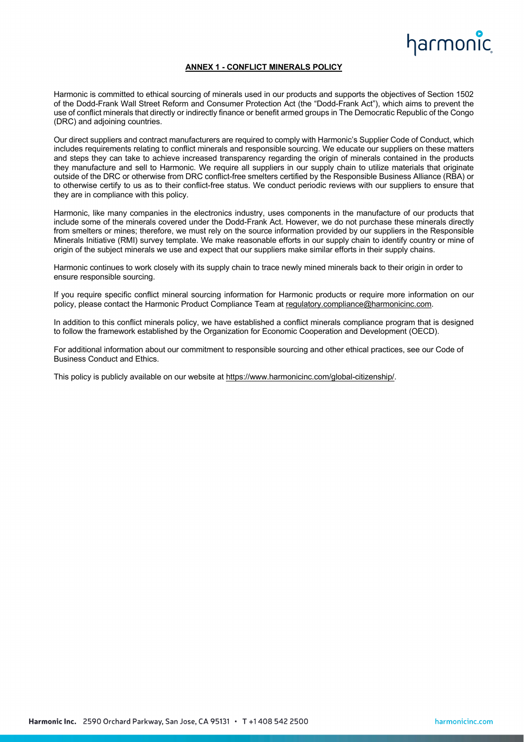## ANNEX 1 - CONFLICT MINERALS POLICY

Harmonic is committed to ethical sourcing of minerals used in our products and supports the objectives of Section 1502 of the Dodd-Frank Wall Street Reform and Consumer Protection Act (the "Dodd-Frank Act"), which aims to prevent the use of conflict minerals that directly or indirectly finance or benefit armed groups in The Democratic Republic of the Congo (DRC) and adjoining countries.

Our direct suppliers and contract manufacturers are required to comply with Harmonic's Supplier Code of Conduct, which includes requirements relating to conflict minerals and responsible sourcing. We educate our suppliers on these matters and steps they can take to achieve increased transparency regarding the origin of minerals contained in the products they manufacture and sell to Harmonic. We require all suppliers in our supply chain to utilize materials that originate outside of the DRC or otherwise from DRC conflict-free smelters certified by the Responsible Business Alliance (RBA) or to otherwise certify to us as to their conflict-free status. We conduct periodic reviews with our suppliers to ensure that they are in compliance with this policy.

Harmonic, like many companies in the electronics industry, uses components in the manufacture of our products that include some of the minerals covered under the Dodd-Frank Act. However, we do not purchase these minerals directly from smelters or mines; therefore, we must rely on the source information provided by our suppliers in the Responsible Minerals Initiative (RMI) survey template. We make reasonable efforts in our supply chain to identify country or mine of origin of the subject minerals we use and expect that our suppliers make similar efforts in their supply chains.

Harmonic continues to work closely with its supply chain to trace newly mined minerals back to their origin in order to ensure responsible sourcing.

If you require specific conflict mineral sourcing information for Harmonic products or require more information on our policy, please contact the Harmonic Product Compliance Team at regulatory.compliance@harmonicinc.com.

In addition to this conflict minerals policy, we have established a conflict minerals compliance program that is designed to follow the framework established by the Organization for Economic Cooperation and Development (OECD).

For additional information about our commitment to responsible sourcing and other ethical practices, see our Code of Business Conduct and Ethics.

This policy is publicly available on our website at https://www.harmonicinc.com/global-citizenship/.